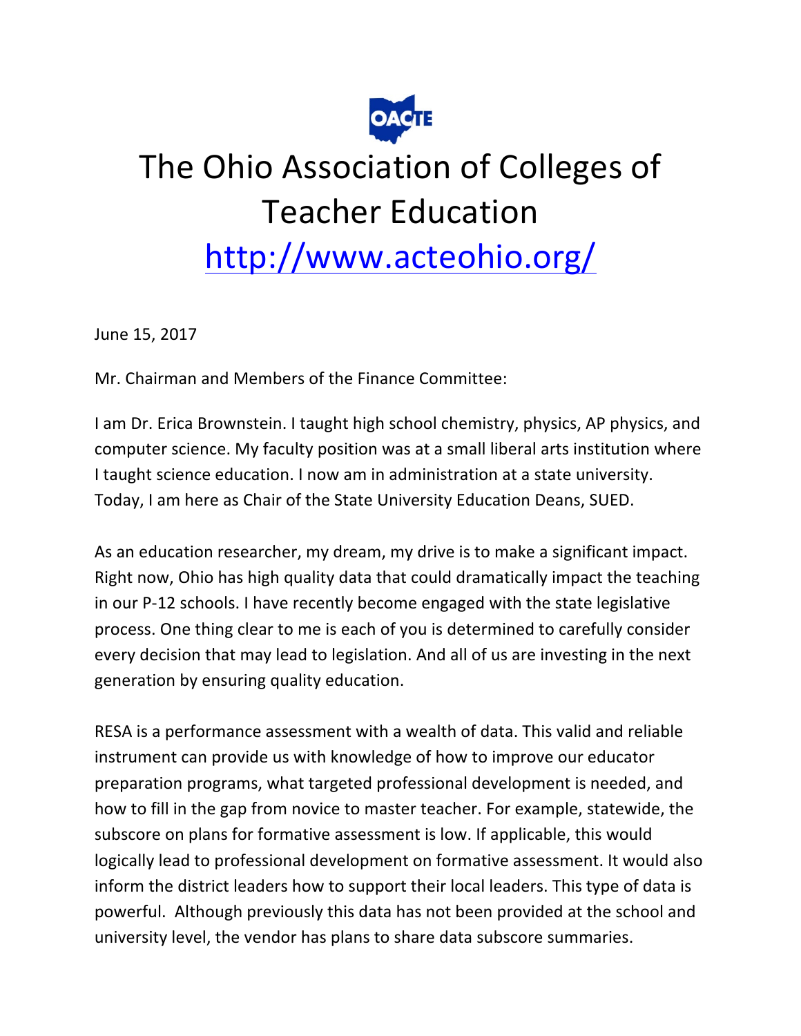# The Ohio Association of Colleges of Teacher Education

## http://www.acteohio.org/

June 15, 2017

Mr. Chairman and Members of the Finance Committee:

I am Dr. Erica Brownstein. I taught high school chemistry, physics, AP physics, and computer science. My faculty position was at a small liberal arts institution where I taught science education. I now am in administration at a state university. Today, I am here as Chair of the State University Education Deans, SUED.

As an education researcher, my dream, my drive is to make a significant impact. Right now, Ohio has high quality data that could dramatically impact the teaching in our P-12 schools. I have recently become engaged with the state legislative process. One thing clear to me is each of you is determined to carefully consider every decision that may lead to legislation. And all of us are investing in the next generation by ensuring quality education.

RESA is a performance assessment with a wealth of data. This valid and reliable instrument can provide us with knowledge of how to improve our educator preparation programs, what targeted professional development is needed, and how to fill in the gap from novice to master teacher. For example, statewide, the subscore on plans for formative assessment is low. If applicable, this would logically lead to professional development on formative assessment. It would also inform the district leaders how to support their local leaders. This type of data is powerful. Although previously this data has not been provided at the school and university level, the vendor has plans to share data subscore summaries.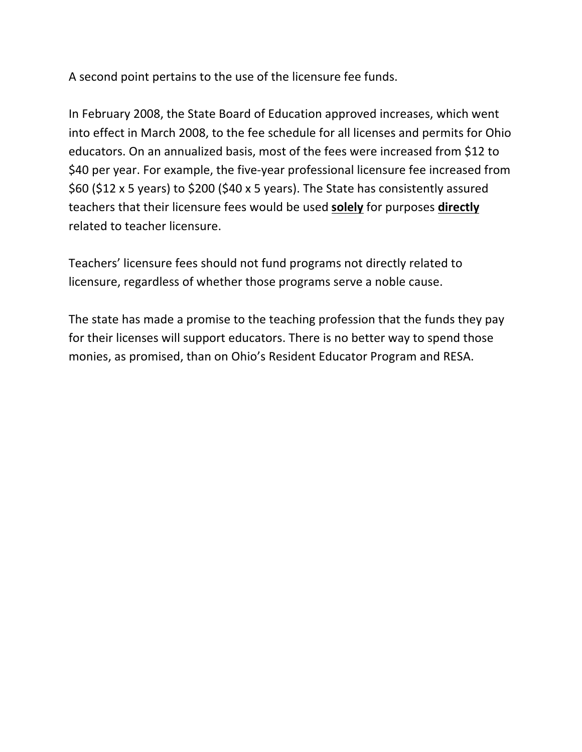A second point pertains to the use of the licensure fee funds.

In February 2008, the State Board of Education approved increases, which went into effect in March 2008, to the fee schedule for all licenses and permits for Ohio educators. On an annualized basis, most of the fees were increased from $12 to $40 per year. For example, the five-year professional licensure fee increased from $60 ($12 x 5 years) to $200 ($40 x 5 years). The State has consistently assured teachers that their licensure fees would be used <u>**solely**</u> for purposes <u>**directly**</u> related to teacher licensure.

Teachers' licensure fees should not fund programs not directly related to licensure, regardless of whether those programs serve a noble cause.

The state has made a promise to the teaching profession that the funds they pay for their licenses will support educators. There is no better way to spend those monies, as promised, than on Ohio's Resident Educator Program and RESA.